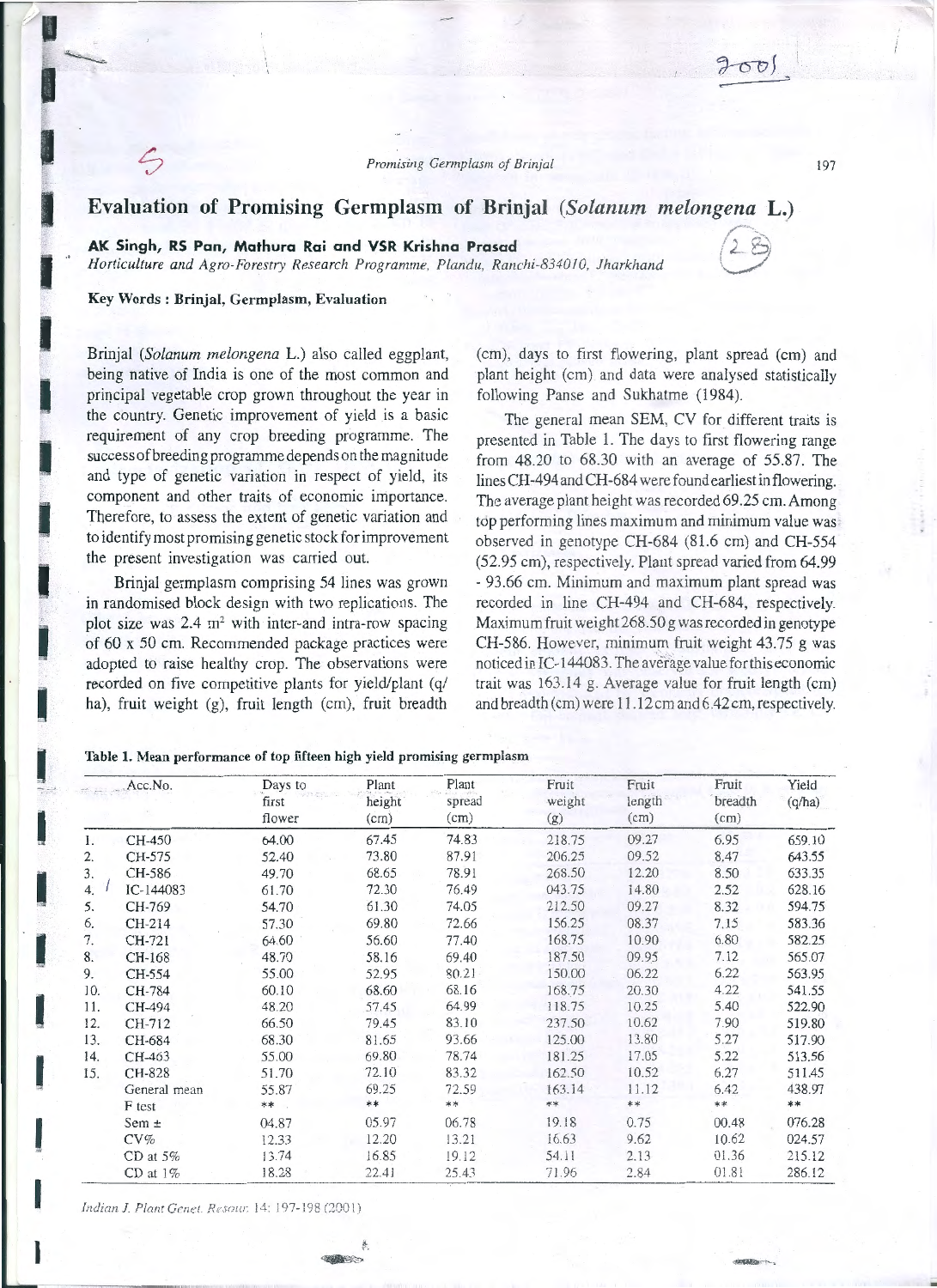# Evaluation of Promising Germplasm of Brinjal (*Solanum melongena* L.)

**AK Singh, RS Pan, Mathura Rai and VSR Krishna Prasad**

*Horticulture and Agro-Forestry Research Programme, Plandu, Ranchi-834010, Jharkhand*

**Key Words : Brinjal, Germplasm, Evaluation**

Brinjal (*Solanum melongena* L.) also called eggplant, being native of India is one of the most common and principal vegetable crop grown throughout the year in the country. Genetic improvement of yield is a basic requirement of any crop breeding programme. The success of breeding programme depends on the magnitude and type of genetic variation in respect of yield, its component and other traits of economic importance. Therefore, to assess the extent of genetic variation and to identify most promising genetic stock for improvement the present investigation was carried out.

Brinjal germplasm comprising 54 lines was grown in randomised block design with two replications. The plot size was 2.4 m$^2$ with inter-and intra-row spacing of 60 x 50 cm. Recommended package practices were adopted to raise healthy crop. The observations were recorded on five competitive plants for yield/plant (q/ha), fruit weight (g), fruit length (cm), fruit breadth (cm), days to first flowering, plant spread (cm) and plant height (cm) and data were analysed statistically following Panse and Sukhatme (1984).

The general mean SEM, CV for different traits is presented in Table 1. The days to first flowering range from 48.20 to 68.30 with an average of 55.87. The lines CH-494 and CH-684 were found earliest in flowering. The average plant height was recorded 69.25 cm. Among top performing lines maximum and minimum value was observed in genotype CH-684 (81.6 cm) and CH-554 (52.95 cm), respectively. Plant spread varied from 64.99 - 93.66 cm. Minimum and maximum plant spread was recorded in line CH-494 and CH-684, respectively. Maximum fruit weight 268.50 g was recorded in genotype CH-586. However, minimum fruit weight 43.75 g was noticed in IC-144083. The average value for this economic trait was 163.14 g. Average value for fruit length (cm) and breadth (cm) were 11.12 cm and 6.42 cm, respectively.

**Table 1. Mean performance of top fifteen high yield promising germplasm**

| | Acc.No. | Days to first flower | Plant height (cm) | Plant spread (cm) | Fruit weight (g) | Fruit length (cm) | Fruit breadth (cm) | Yield (q/ha) |
|---|---|---|---|---|---|---|---|---|
| 1. | CH-450 | 64.00 | 67.45 | 74.83 | 218.75 | 09.27 | 6.95 | 659.10 |
| 2. | CH-575 | 52.40 | 73.80 | 87.91 | 206.25 | 09.52 | 8.47 | 643.55 |
| 3. | CH-586 | 49.70 | 68.65 | 78.91 | 268.50 | 12.20 | 8.50 | 633.35 |
| 4. | IC-144083 | 61.70 | 72.30 | 76.49 | 043.75 | 14.80 | 2.52 | 628.16 |
| 5. | CH-769 | 54.70 | 61.30 | 74.05 | 212.50 | 09.27 | 8.32 | 594.75 |
| 6. | CH-214 | 57.30 | 69.80 | 72.66 | 156.25 | 08.37 | 7.15 | 583.36 |
| 7. | CH-721 | 64.60 | 56.60 | 77.40 | 168.75 | 10.90 | 6.80 | 582.25 |
| 8. | CH-168 | 48.70 | 58.16 | 69.40 | 187.50 | 09.95 | 7.12 | 565.07 |
| 9. | CH-554 | 55.00 | 52.95 | 80.21 | 150.00 | 06.22 | 6.22 | 563.95 |
| 10. | CH-784 | 60.10 | 68.60 | 68.16 | 168.75 | 20.30 | 4.22 | 541.55 |
| 11. | CH-494 | 48.20 | 57.45 | 64.99 | 118.75 | 10.25 | 5.40 | 522.90 |
| 12. | CH-712 | 66.50 | 79.45 | 83.10 | 237.50 | 10.62 | 7.90 | 519.80 |
| 13. | CH-684 | 68.30 | 81.65 | 93.66 | 125.00 | 13.80 | 5.27 | 517.90 |
| 14. | CH-463 | 55.00 | 69.80 | 78.74 | 181.25 | 17.05 | 5.22 | 513.56 |
| 15. | CH-828 | 51.70 | 72.10 | 83.32 | 162.50 | 10.52 | 6.27 | 511.45 |
| | General mean | 55.87 | 69.25 | 72.59 | 163.14 | 11.12 | 6.42 | 438.97 |
| | F test | ** | ** | ** | ** | ** | ** | ** |
| | Sem ± | 04.87 | 05.97 | 06.78 | 19.18 | 0.75 | 00.48 | 076.28 |
| | CV% | 12.33 | 12.20 | 13.21 | 16.63 | 9.62 | 10.62 | 024.57 |
| | CD at 5% | 13.74 | 16.85 | 19.12 | 54.11 | 2.13 | 01.36 | 215.12 |
| | CD at 1% | 18.28 | 22.41 | 25.43 | 71.96 | 2.84 | 01.81 | 286.12 |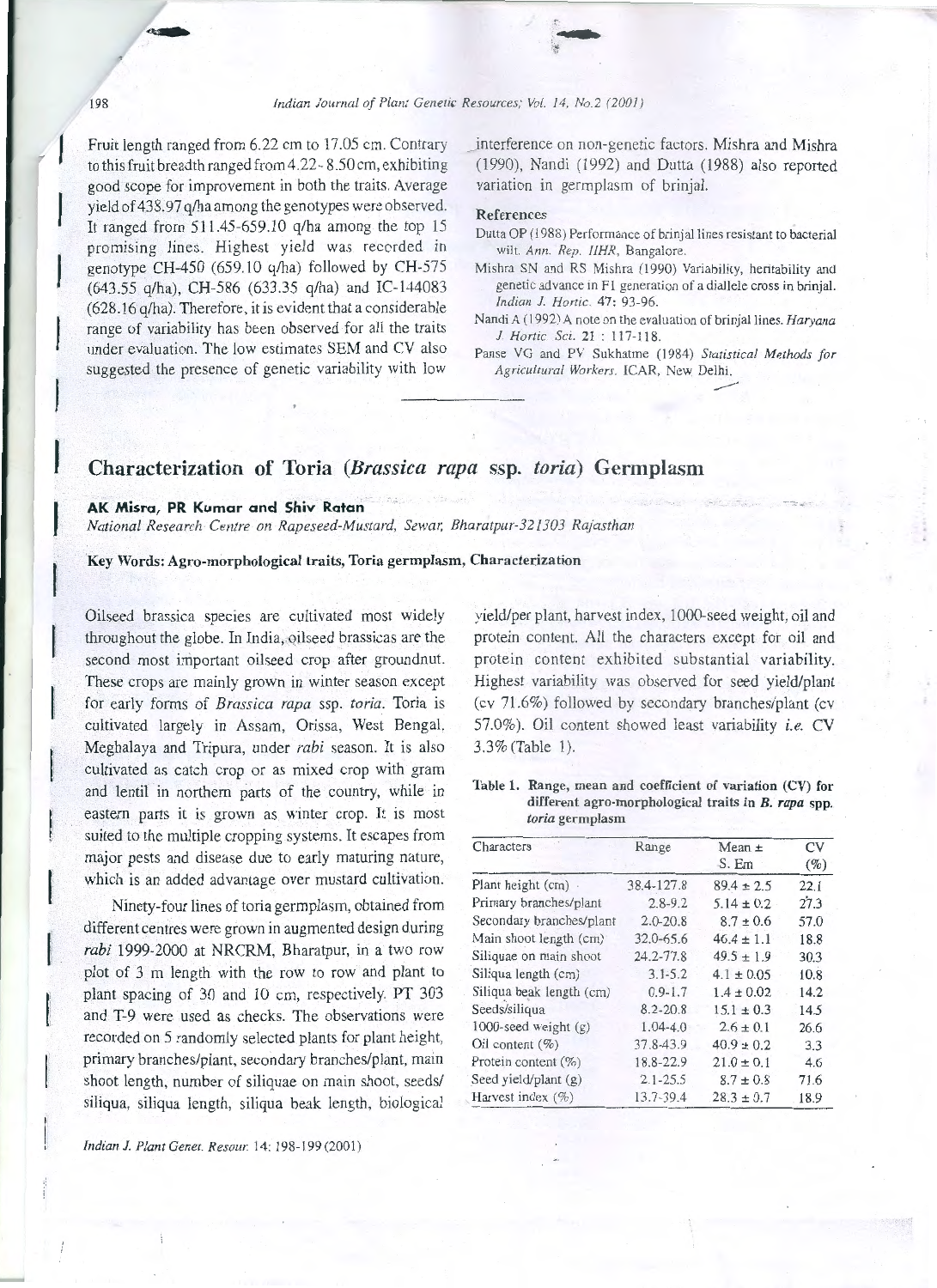Fruit length ranged from 6.22 cm to 17.05 cm. Contrary to this fruit breadth ranged from 4.22 - 8.50 cm, exhibiting good scope for improvement in both the traits. Average yield of 438.97 q/ha among the genotypes were observed. It ranged from 511.45-659.10 q/ha among the top 15 promising lines. Highest yield was recorded in genotype CH-450 (659.10 q/ha) followed by CH-575 (643.55 q/ha), CH-586 (633.35 q/ha) and IC-144083 (628.16 q/ha). Therefore, it is evident that a considerable range of variability has been observed for all the traits under evaluation. The low estimates SEM and CV also suggested the presence of genetic variability with low interference on non-genetic factors. Mishra and Mishra (1990), Nandi (1992) and Dutta (1988) also reported variation in germplasm of brinjal.

**References**

Dutta OP (1988) Performance of brinjal lines resistant to bacterial wilt. *Ann. Rep. IIHR*, Bangalore.

Mishra SN and RS Mishra (1990) Variability, heritability and genetic advance in F1 generation of a diallele cross in brinjal. *Indian J. Hortic.* 47: 93-96.

Nandi A (1992) A note on the evaluation of brinjal lines. *Haryana J. Hortic Sci.* 21 : 117-118.

Panse VG and PV Sukhatme (1984) *Statistical Methods for Agricultural Workers*. ICAR, New Delhi.

# Characterization of Toria (*Brassica rapa* ssp. *toria*) Germplasm

**AK Misra, PR Kumar and Shiv Ratan**

*National Research Centre on Rapeseed-Mustard, Sewar, Bharatpur-321303 Rajasthan*

**Key Words: Agro-morphological traits, Toria germplasm, Characterization**

Oilseed brassica species are cultivated most widely throughout the globe. In India, oilseed brassicas are the second most important oilseed crop after groundnut. These crops are mainly grown in winter season except for early forms of *Brassica rapa* ssp. *toria*. Toria is cultivated largely in Assam, Orissa, West Bengal, Meghalaya and Tripura, under *rabi* season. It is also cultivated as catch crop or as mixed crop with gram and lentil in northern parts of the country, while in eastern parts it is grown as winter crop. It is most suited to the multiple cropping systems. It escapes from major pests and disease due to early maturing nature, which is an added advantage over mustard cultivation.

Ninety-four lines of toria germplasm, obtained from different centres were grown in augmented design during *rabi* 1999-2000 at NRCRM, Bharatpur, in a two row plot of 3 m length with the row to row and plant to plant spacing of 30 and 10 cm, respectively. PT 303 and T-9 were used as checks. The observations were recorded on 5 randomly selected plants for plant height, primary branches/plant, secondary branches/plant, main shoot length, number of siliquae on main shoot, seeds/siliqua, siliqua length, siliqua beak length, biological yield/per plant, harvest index, 1000-seed weight, oil and protein content. All the characters except for oil and protein content exhibited substantial variability. Highest variability was observed for seed yield/plant (cv 71.6%) followed by secondary branches/plant (cv 57.0%). Oil content showed least variability *i.e.* CV 3.3% (Table 1).

**Table 1. Range, mean and coefficient of variation (CV) for different agro-morphological traits in *B. rapa* spp. *toria* germplasm**

| Characters | Range | Mean ± S. Em | CV (%) |
|---|---|---|---|
| Plant height (cm) | 38.4-127.8 | 89.4 ± 2.5 | 22.1 |
| Primary branches/plant | 2.8-9.2 | 5.14 ± 0.2 | 27.3 |
| Secondary branches/plant | 2.0-20.8 | 8.7 ± 0.6 | 57.0 |
| Main shoot length (cm) | 32.0-65.6 | 46.4 ± 1.1 | 18.8 |
| Siliquae on main shoot | 24.2-77.8 | 49.5 ± 1.9 | 30.3 |
| Siliqua length (cm) | 3.1-5.2 | 4.1 ± 0.05 | 10.8 |
| Siliqua beak length (cm) | 0.9-1.7 | 1.4 ± 0.02 | 14.2 |
| Seeds/siliqua | 8.2-20.8 | 15.1 ± 0.3 | 14.5 |
| 1000-seed weight (g) | 1.04-4.0 | 2.6 ± 0.1 | 26.6 |
| Oil content (%) | 37.8-43.9 | 40.9 ± 0.2 | 3.3 |
| Protein content (%) | 18.8-22.9 | 21.0 ± 0.1 | 4.6 |
| Seed yield/plant (g) | 2.1-25.5 | 8.7 ± 0.8 | 71.6 |
| Harvest index (%) | 13.7-39.4 | 28.3 ± 0.7 | 18.9 |